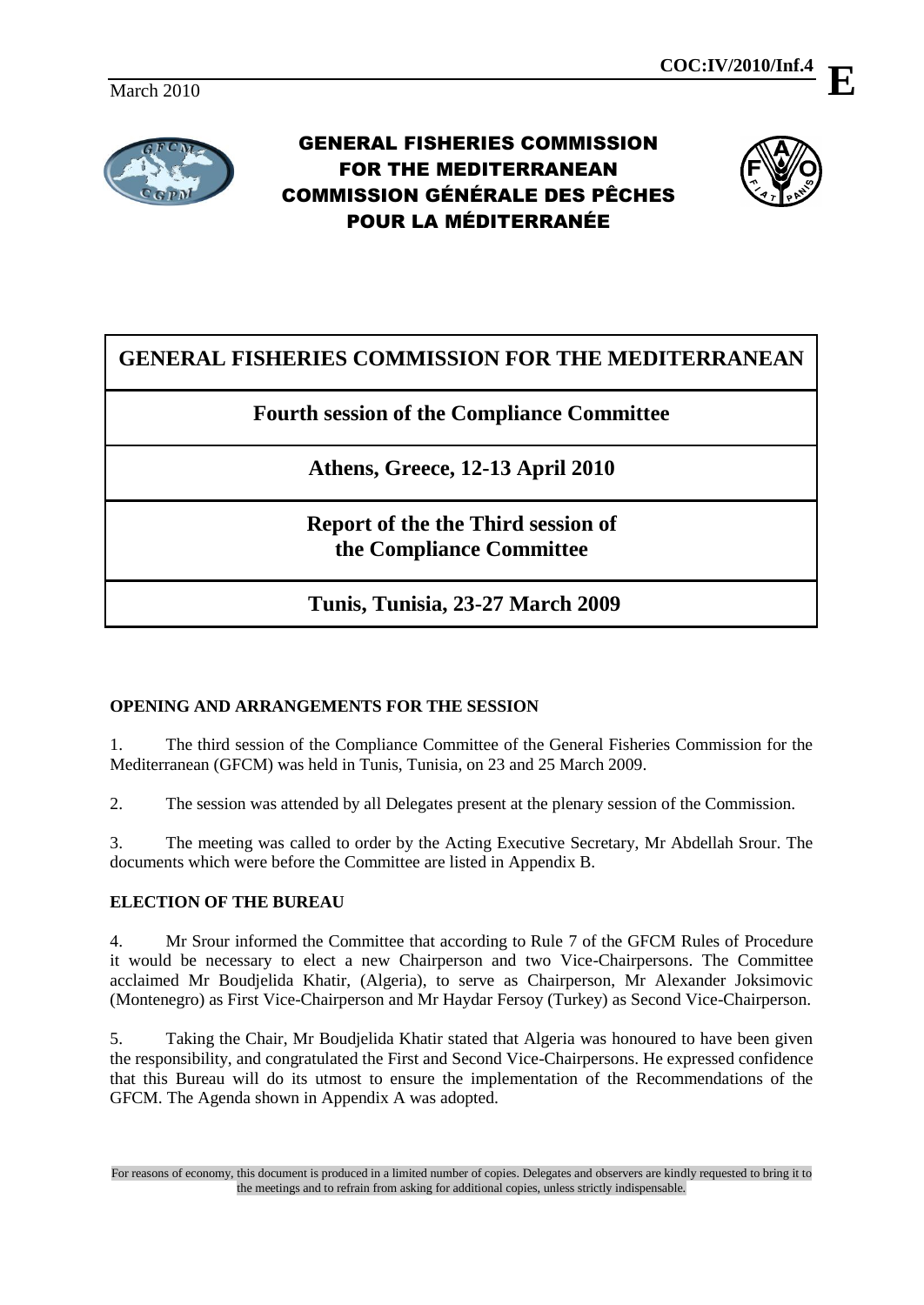March 2010

**COC:IV/2010/Inf.4**

**E**

GENERAL FISHERIES COMMISSION
FOR THE MEDITERRANEAN
COMMISSION GÉNÉRALE DES PÊCHES
POUR LA MÉDITERRANÉE

# GENERAL FISHERIES COMMISSION FOR THE MEDITERRANEAN

## Fourth session of the Compliance Committee

## Athens, Greece, 12-13 April 2010

## Report of the the Third session of the Compliance Committee

## Tunis, Tunisia, 23-27 March 2009

### OPENING AND ARRANGEMENTS FOR THE SESSION

1. The third session of the Compliance Committee of the General Fisheries Commission for the Mediterranean (GFCM) was held in Tunis, Tunisia, on 23 and 25 March 2009.

2. The session was attended by all Delegates present at the plenary session of the Commission.

3. The meeting was called to order by the Acting Executive Secretary, Mr Abdellah Srour. The documents which were before the Committee are listed in Appendix B.

### ELECTION OF THE BUREAU

4. Mr Srour informed the Committee that according to Rule 7 of the GFCM Rules of Procedure it would be necessary to elect a new Chairperson and two Vice-Chairpersons. The Committee acclaimed Mr Boudjelida Khatir, (Algeria), to serve as Chairperson, Mr Alexander Joksimovic (Montenegro) as First Vice-Chairperson and Mr Haydar Fersoy (Turkey) as Second Vice-Chairperson.

5. Taking the Chair, Mr Boudjelida Khatir stated that Algeria was honoured to have been given the responsibility, and congratulated the First and Second Vice-Chairpersons. He expressed confidence that this Bureau will do its utmost to ensure the implementation of the Recommendations of the GFCM. The Agenda shown in Appendix A was adopted.

For reasons of economy, this document is produced in a limited number of copies. Delegates and observers are kindly requested to bring it to the meetings and to refrain from asking for additional copies, unless strictly indispensable.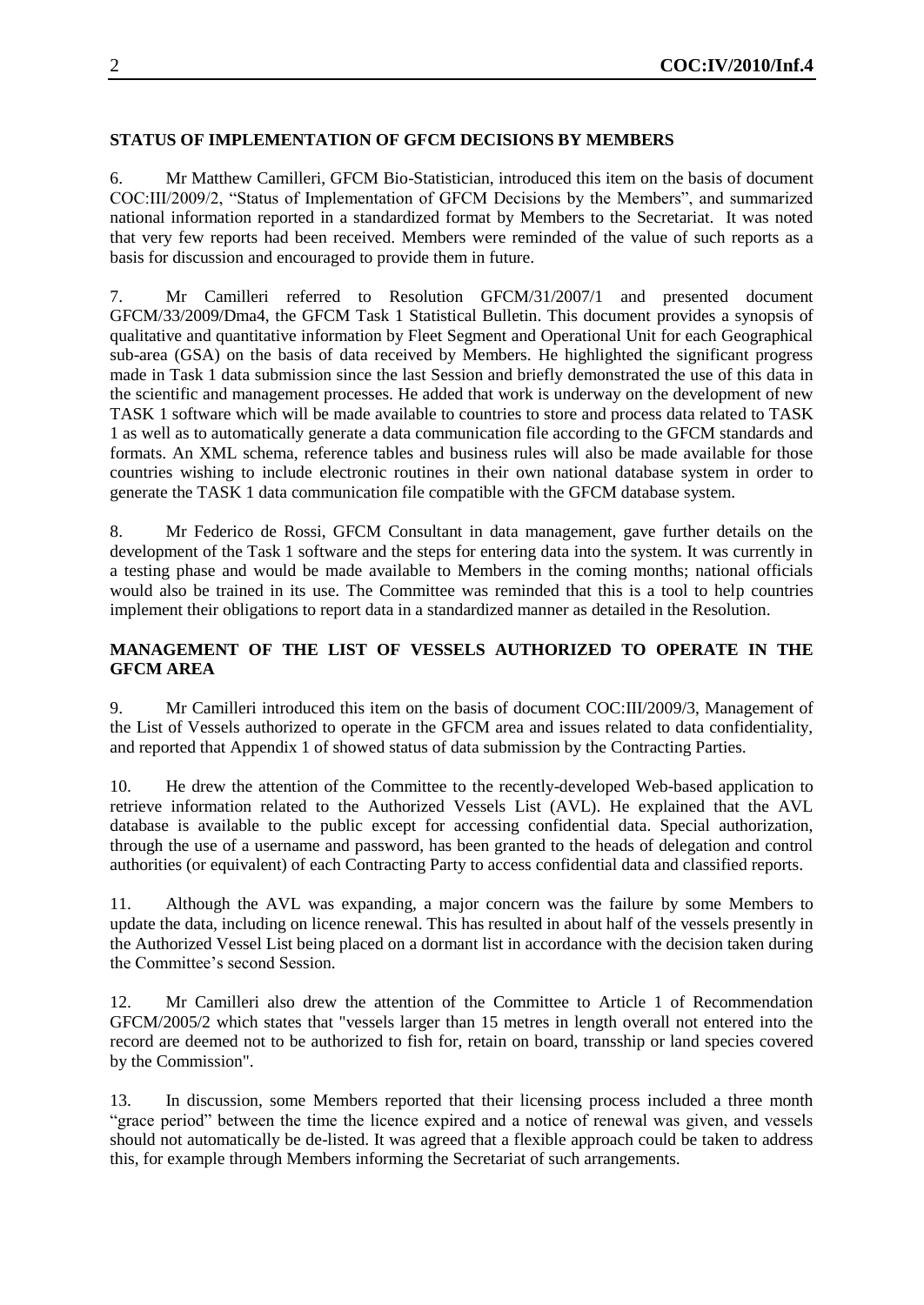## STATUS OF IMPLEMENTATION OF GFCM DECISIONS BY MEMBERS

6. Mr Matthew Camilleri, GFCM Bio-Statistician, introduced this item on the basis of document COC:III/2009/2, "Status of Implementation of GFCM Decisions by the Members", and summarized national information reported in a standardized format by Members to the Secretariat. It was noted that very few reports had been received. Members were reminded of the value of such reports as a basis for discussion and encouraged to provide them in future.

7. Mr Camilleri referred to Resolution GFCM/31/2007/1 and presented document GFCM/33/2009/Dma4, the GFCM Task 1 Statistical Bulletin. This document provides a synopsis of qualitative and quantitative information by Fleet Segment and Operational Unit for each Geographical sub-area (GSA) on the basis of data received by Members. He highlighted the significant progress made in Task 1 data submission since the last Session and briefly demonstrated the use of this data in the scientific and management processes. He added that work is underway on the development of new TASK 1 software which will be made available to countries to store and process data related to TASK 1 as well as to automatically generate a data communication file according to the GFCM standards and formats. An XML schema, reference tables and business rules will also be made available for those countries wishing to include electronic routines in their own national database system in order to generate the TASK 1 data communication file compatible with the GFCM database system.

8. Mr Federico de Rossi, GFCM Consultant in data management, gave further details on the development of the Task 1 software and the steps for entering data into the system. It was currently in a testing phase and would be made available to Members in the coming months; national officials would also be trained in its use. The Committee was reminded that this is a tool to help countries implement their obligations to report data in a standardized manner as detailed in the Resolution.

## MANAGEMENT OF THE LIST OF VESSELS AUTHORIZED TO OPERATE IN THE GFCM AREA

9. Mr Camilleri introduced this item on the basis of document COC:III/2009/3, Management of the List of Vessels authorized to operate in the GFCM area and issues related to data confidentiality, and reported that Appendix 1 of showed status of data submission by the Contracting Parties.

10. He drew the attention of the Committee to the recently-developed Web-based application to retrieve information related to the Authorized Vessels List (AVL). He explained that the AVL database is available to the public except for accessing confidential data. Special authorization, through the use of a username and password, has been granted to the heads of delegation and control authorities (or equivalent) of each Contracting Party to access confidential data and classified reports.

11. Although the AVL was expanding, a major concern was the failure by some Members to update the data, including on licence renewal. This has resulted in about half of the vessels presently in the Authorized Vessel List being placed on a dormant list in accordance with the decision taken during the Committee's second Session.

12. Mr Camilleri also drew the attention of the Committee to Article 1 of Recommendation GFCM/2005/2 which states that "vessels larger than 15 metres in length overall not entered into the record are deemed not to be authorized to fish for, retain on board, transship or land species covered by the Commission".

13. In discussion, some Members reported that their licensing process included a three month "grace period" between the time the licence expired and a notice of renewal was given, and vessels should not automatically be de-listed. It was agreed that a flexible approach could be taken to address this, for example through Members informing the Secretariat of such arrangements.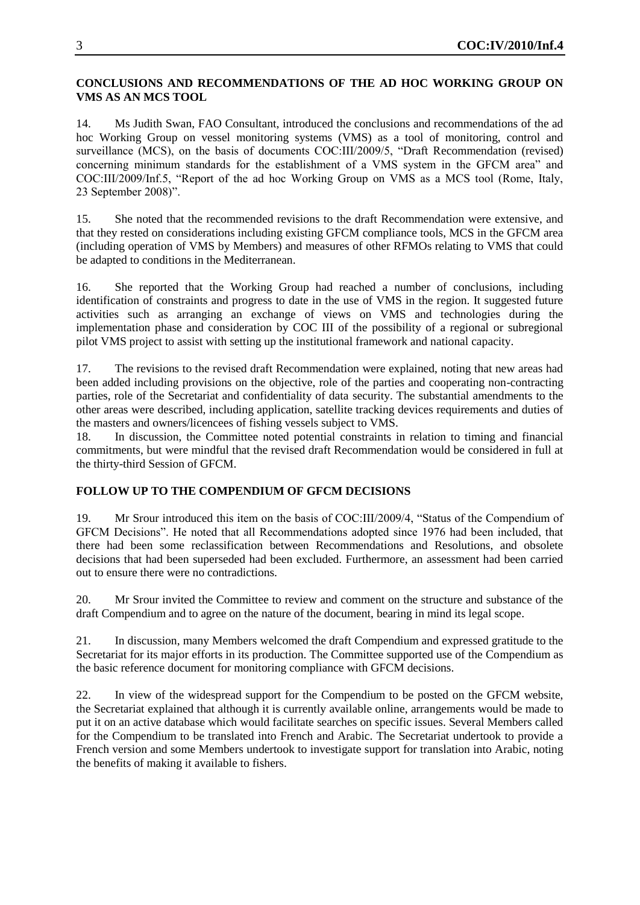## CONCLUSIONS AND RECOMMENDATIONS OF THE AD HOC WORKING GROUP ON VMS AS AN MCS TOOL

14. Ms Judith Swan, FAO Consultant, introduced the conclusions and recommendations of the ad hoc Working Group on vessel monitoring systems (VMS) as a tool of monitoring, control and surveillance (MCS), on the basis of documents COC:III/2009/5, "Draft Recommendation (revised) concerning minimum standards for the establishment of a VMS system in the GFCM area" and COC:III/2009/Inf.5, "Report of the ad hoc Working Group on VMS as a MCS tool (Rome, Italy, 23 September 2008)".

15. She noted that the recommended revisions to the draft Recommendation were extensive, and that they rested on considerations including existing GFCM compliance tools, MCS in the GFCM area (including operation of VMS by Members) and measures of other RFMOs relating to VMS that could be adapted to conditions in the Mediterranean.

16. She reported that the Working Group had reached a number of conclusions, including identification of constraints and progress to date in the use of VMS in the region. It suggested future activities such as arranging an exchange of views on VMS and technologies during the implementation phase and consideration by COC III of the possibility of a regional or subregional pilot VMS project to assist with setting up the institutional framework and national capacity.

17. The revisions to the revised draft Recommendation were explained, noting that new areas had been added including provisions on the objective, role of the parties and cooperating non-contracting parties, role of the Secretariat and confidentiality of data security. The substantial amendments to the other areas were described, including application, satellite tracking devices requirements and duties of the masters and owners/licencees of fishing vessels subject to VMS.

18. In discussion, the Committee noted potential constraints in relation to timing and financial commitments, but were mindful that the revised draft Recommendation would be considered in full at the thirty-third Session of GFCM.

## FOLLOW UP TO THE COMPENDIUM OF GFCM DECISIONS

19. Mr Srour introduced this item on the basis of COC:III/2009/4, "Status of the Compendium of GFCM Decisions". He noted that all Recommendations adopted since 1976 had been included, that there had been some reclassification between Recommendations and Resolutions, and obsolete decisions that had been superseded had been excluded. Furthermore, an assessment had been carried out to ensure there were no contradictions.

20. Mr Srour invited the Committee to review and comment on the structure and substance of the draft Compendium and to agree on the nature of the document, bearing in mind its legal scope.

21. In discussion, many Members welcomed the draft Compendium and expressed gratitude to the Secretariat for its major efforts in its production. The Committee supported use of the Compendium as the basic reference document for monitoring compliance with GFCM decisions.

22. In view of the widespread support for the Compendium to be posted on the GFCM website, the Secretariat explained that although it is currently available online, arrangements would be made to put it on an active database which would facilitate searches on specific issues. Several Members called for the Compendium to be translated into French and Arabic. The Secretariat undertook to provide a French version and some Members undertook to investigate support for translation into Arabic, noting the benefits of making it available to fishers.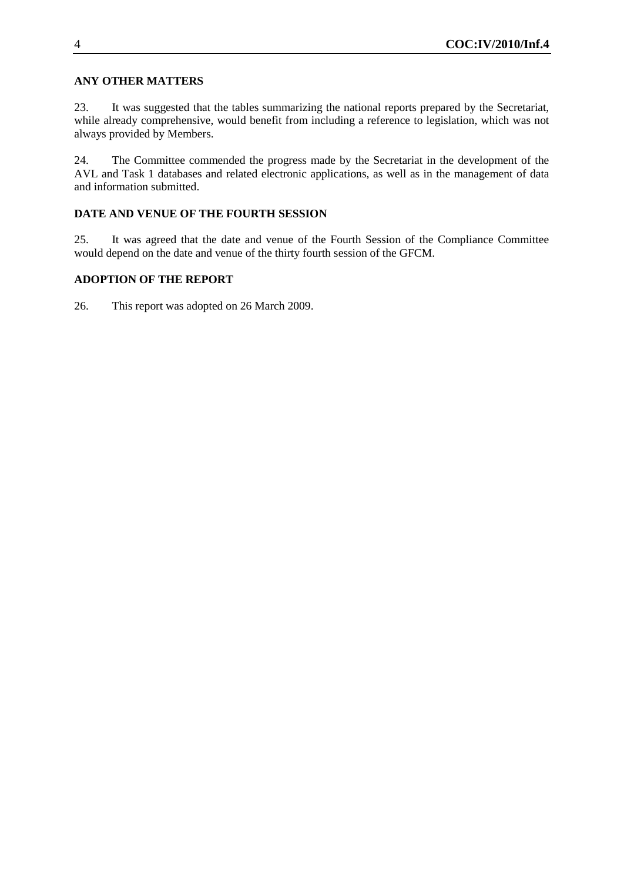## ANY OTHER MATTERS

23. It was suggested that the tables summarizing the national reports prepared by the Secretariat, while already comprehensive, would benefit from including a reference to legislation, which was not always provided by Members.

24. The Committee commended the progress made by the Secretariat in the development of the AVL and Task 1 databases and related electronic applications, as well as in the management of data and information submitted.

## DATE AND VENUE OF THE FOURTH SESSION

25. It was agreed that the date and venue of the Fourth Session of the Compliance Committee would depend on the date and venue of the thirty fourth session of the GFCM.

## ADOPTION OF THE REPORT

26. This report was adopted on 26 March 2009.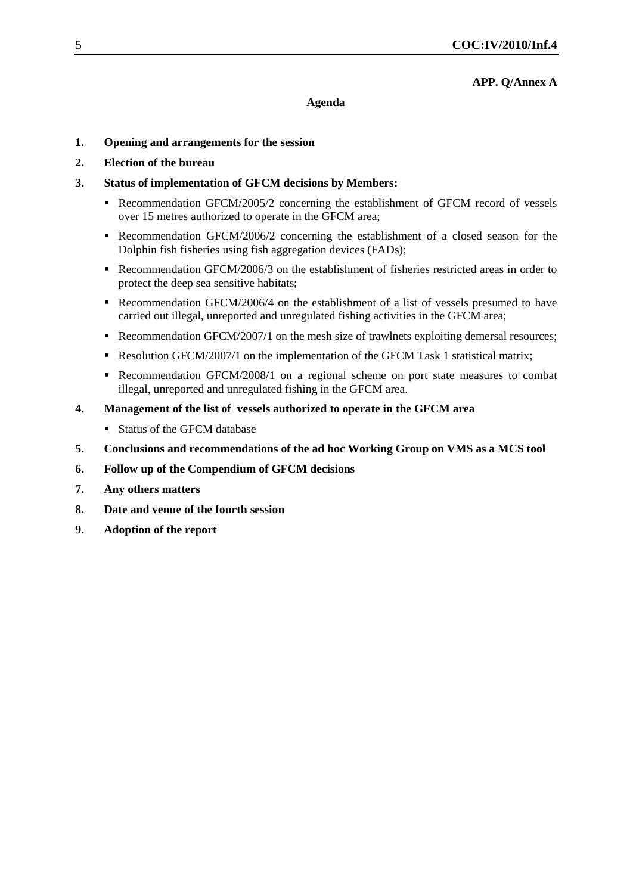**APP. Q/Annex A**

**Agenda**

1. **Opening and arrangements for the session**
2. **Election of the bureau**
3. **Status of implementation of GFCM decisions by Members:**
   - Recommendation GFCM/2005/2 concerning the establishment of GFCM record of vessels over 15 metres authorized to operate in the GFCM area;
   - Recommendation GFCM/2006/2 concerning the establishment of a closed season for the Dolphin fish fisheries using fish aggregation devices (FADs);
   - Recommendation GFCM/2006/3 on the establishment of fisheries restricted areas in order to protect the deep sea sensitive habitats;
   - Recommendation GFCM/2006/4 on the establishment of a list of vessels presumed to have carried out illegal, unreported and unregulated fishing activities in the GFCM area;
   - Recommendation GFCM/2007/1 on the mesh size of trawlnets exploiting demersal resources;
   - Resolution GFCM/2007/1 on the implementation of the GFCM Task 1 statistical matrix;
   - Recommendation GFCM/2008/1 on a regional scheme on port state measures to combat illegal, unreported and unregulated fishing in the GFCM area.
4. **Management of the list of vessels authorized to operate in the GFCM area**
   - Status of the GFCM database
5. **Conclusions and recommendations of the ad hoc Working Group on VMS as a MCS tool**
6. **Follow up of the Compendium of GFCM decisions**
7. **Any others matters**
8. **Date and venue of the fourth session**
9. **Adoption of the report**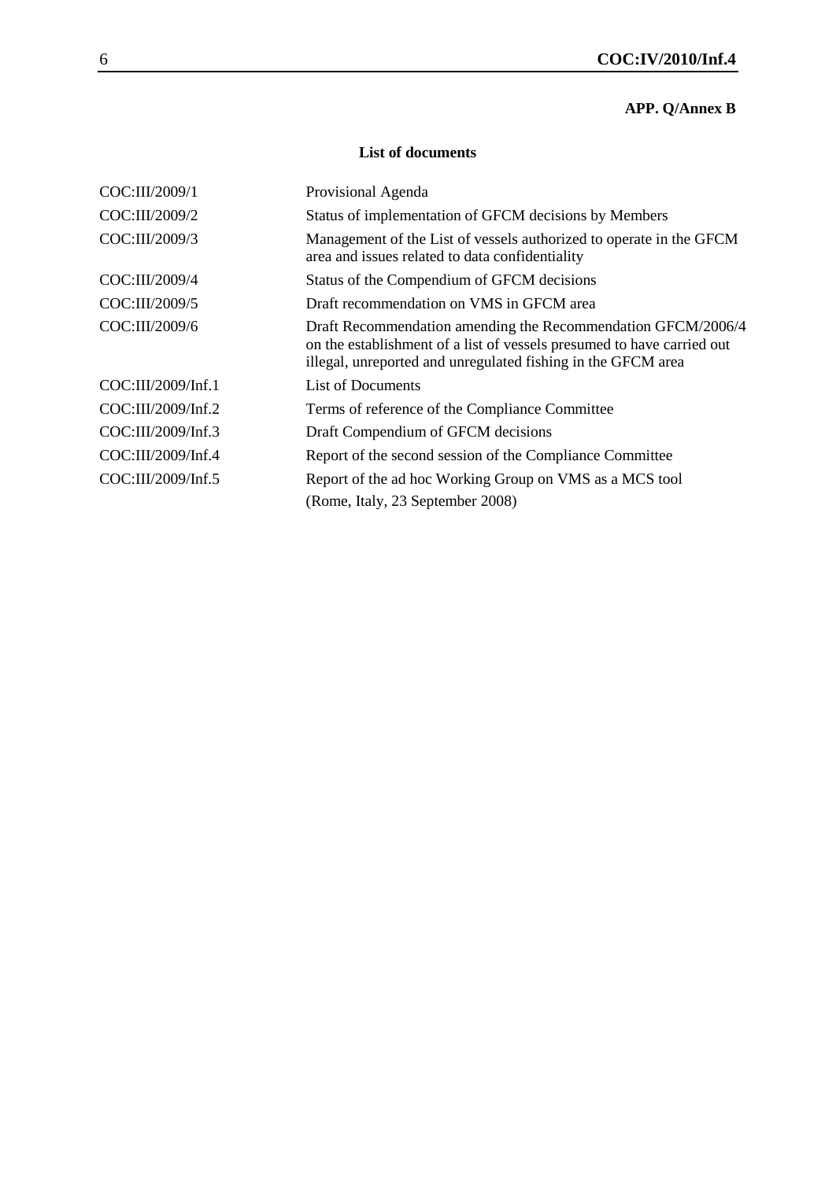**APP. Q/Annex B**

## List of documents

| | |
|---|---|
| COC:III/2009/1 | Provisional Agenda |
| COC:III/2009/2 | Status of implementation of GFCM decisions by Members |
| COC:III/2009/3 | Management of the List of vessels authorized to operate in the GFCM area and issues related to data confidentiality |
| COC:III/2009/4 | Status of the Compendium of GFCM decisions |
| COC:III/2009/5 | Draft recommendation on VMS in GFCM area |
| COC:III/2009/6 | Draft Recommendation amending the Recommendation GFCM/2006/4 on the establishment of a list of vessels presumed to have carried out illegal, unreported and unregulated fishing in the GFCM area |
| COC:III/2009/Inf.1 | List of Documents |
| COC:III/2009/Inf.2 | Terms of reference of the Compliance Committee |
| COC:III/2009/Inf.3 | Draft Compendium of GFCM decisions |
| COC:III/2009/Inf.4 | Report of the second session of the Compliance Committee |
| COC:III/2009/Inf.5 | Report of the ad hoc Working Group on VMS as a MCS tool (Rome, Italy, 23 September 2008) |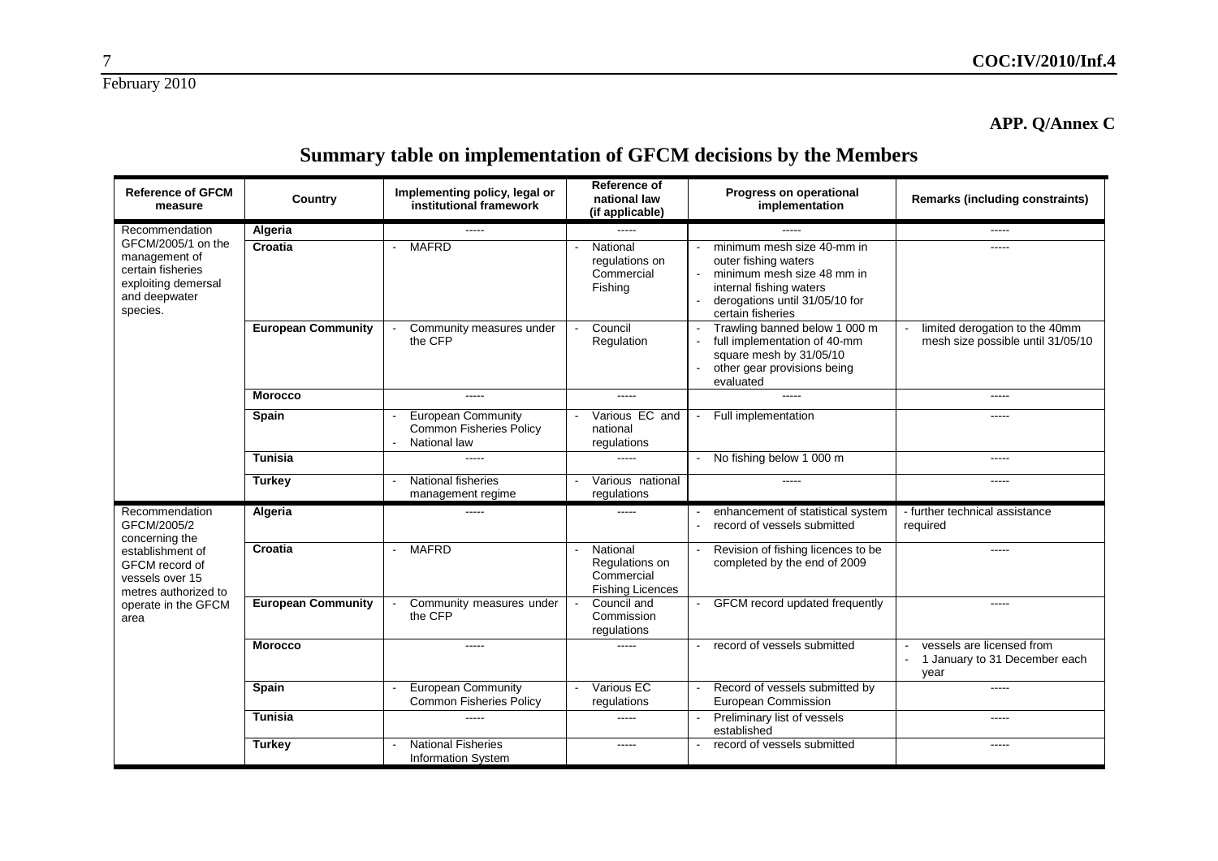**APP. Q/Annex C**

# Summary table on implementation of GFCM decisions by the Members

| Reference of GFCM measure | Country | Implementing policy, legal or institutional framework | Reference of national law (if applicable) | Progress on operational implementation | Remarks (including constraints) |
|---|---|---|---|---|---|
| Recommendation GFCM/2005/1 on the management of certain fisheries exploiting demersal and deepwater species. | **Algeria** | ----- | ----- | ----- | ----- |
| | **Croatia** | - MAFRD | - National regulations on Commercial Fishing | - minimum mesh size 40-mm in outer fishing waters<br>- minimum mesh size 48 mm in internal fishing waters<br>- derogations until 31/05/10 for certain fisheries | ----- |
| | **European Community** | - Community measures under the CFP | - Council Regulation | - Trawling banned below 1 000 m<br>- full implementation of 40-mm square mesh by 31/05/10<br>- other gear provisions being evaluated | - limited derogation to the 40mm mesh size possible until 31/05/10 |
| | **Morocco** | ----- | ----- | ----- | ----- |
| | **Spain** | - European Community Common Fisheries Policy<br>- National law | - Various EC and national regulations | - Full implementation | ----- |
| | **Tunisia** | ----- | ----- | - No fishing below 1 000 m | ----- |
| | **Turkey** | - National fisheries management regime | - Various national regulations | ----- | ----- |
| Recommendation GFCM/2005/2 concerning the establishment of GFCM record of vessels over 15 metres authorized to operate in the GFCM area | **Algeria** | ----- | ----- | - enhancement of statistical system<br>- record of vessels submitted | - further technical assistance required |
| | **Croatia** | - MAFRD | - National Regulations on Commercial Fishing Licences | - Revision of fishing licences to be completed by the end of 2009 | ----- |
| | **European Community** | - Community measures under the CFP | - Council and Commission regulations | - GFCM record updated frequently | ----- |
| | **Morocco** | ----- | ----- | - record of vessels submitted | - vessels are licensed from<br>- 1 January to 31 December each year |
| | **Spain** | - European Community Common Fisheries Policy | - Various EC regulations | - Record of vessels submitted by European Commission | ----- |
| | **Tunisia** | ----- | ----- | - Preliminary list of vessels established | ----- |
| | **Turkey** | - National Fisheries Information System | ----- | - record of vessels submitted | ----- |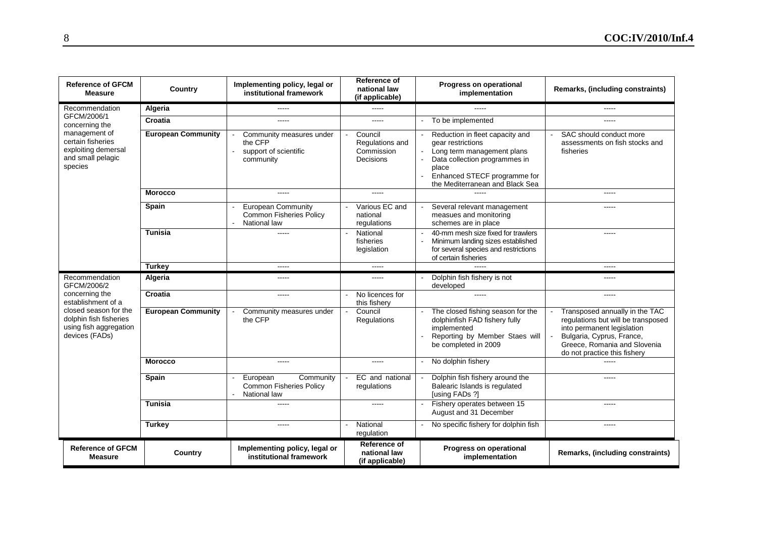| Reference of GFCM Measure | Country | Implementing policy, legal or institutional framework | Reference of national law (if applicable) | Progress on operational implementation | Remarks, (including constraints) |
|---|---|---|---|---|---|
| Recommendation GFCM/2006/1 concerning the management of certain fisheries exploiting demersal and small pelagic species | **Algeria** | ----- | ----- | ----- | ----- |
| | **Croatia** | ----- | ----- | - To be implemented | ----- |
| | **European Community** | - Community measures under the CFP<br>- support of scientific community | - Council Regulations and Commission Decisions | - Reduction in fleet capacity and gear restrictions<br>- Long term management plans<br>- Data collection programmes in place<br>- Enhanced STECF programme for the Mediterranean and Black Sea | - SAC should conduct more assessments on fish stocks and fisheries |
| | **Morocco** | ----- | ----- | ----- | ----- |
| | **Spain** | - European Community Common Fisheries Policy<br>- National law | - Various EC and national regulations | - Several relevant management measues and monitoring schemes are in place | ----- |
| | **Tunisia** | ----- | - National fisheries legislation | - 40-mm mesh size fixed for trawlers<br>- Minimum landing sizes established for several species and restrictions of certain fisheries | ----- |
| | **Turkey** | ----- | ----- | ----- | ----- |
| Recommendation GFCM/2006/2 concerning the establishment of a closed season for the dolphin fish fisheries using fish aggregation devices (FADs) | **Algeria** | ----- | ----- | - Dolphin fish fishery is not developed | ----- |
| | **Croatia** | ----- | - No licences for this fishery | ----- | ----- |
| | **European Community** | - Community measures under the CFP | - Council Regulations | - The closed fishing season for the dolphinfish FAD fishery fully implemented<br>- Reporting by Member Staes will be completed in 2009 | - Transposed annually in the TAC regulations but will be transposed into permanent legislation<br>- Bulgaria, Cyprus, France, Greece, Romania and Slovenia do not practice this fishery |
| | **Morocco** | ----- | ----- | - No dolphin fishery | ----- |
| | **Spain** | - European Community Common Fisheries Policy<br>- National law | - EC and national regulations | - Dolphin fish fishery around the Balearic Islands is regulated [using FADs ?] | ----- |
| | **Tunisia** | ----- | ----- | - Fishery operates between 15 August and 31 December | ----- |
| | **Turkey** | ----- | - National regulation | - No specific fishery for dolphin fish | ----- |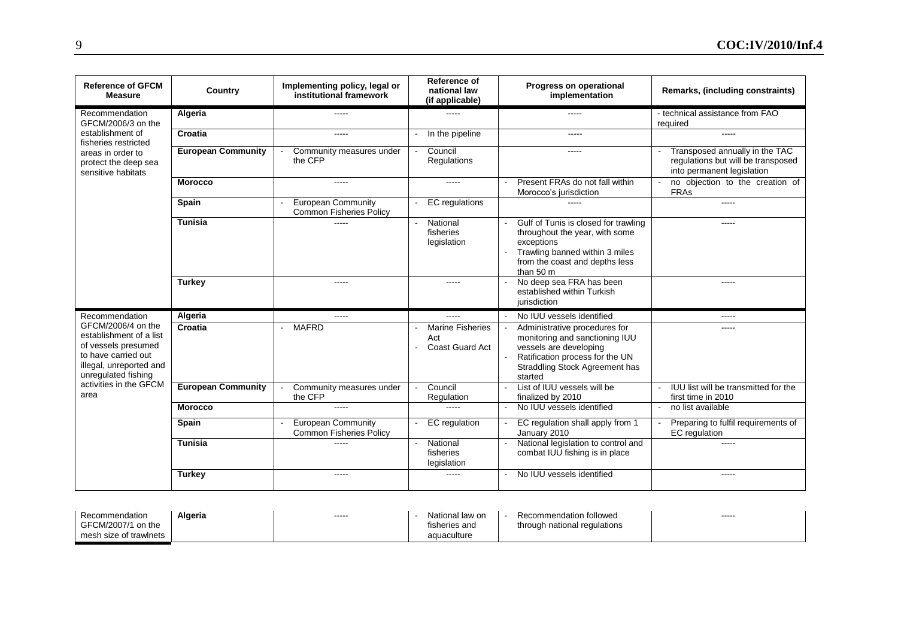| Reference of GFCM Measure | Country | Implementing policy, legal or institutional framework | Reference of national law (if applicable) | Progress on operational implementation | Remarks, (including constraints) |
|---|---|---|---|---|---|
| Recommendation GFCM/2006/3 on the establishment of fisheries restricted areas in order to protect the deep sea sensitive habitats | **Algeria** | ----- | ----- | ----- | - technical assistance from FAO required |
| | **Croatia** | ----- | - In the pipeline | ----- | ----- |
| | **European Community** | - Community measures under the CFP | - Council Regulations | ----- | - Transposed annually in the TAC regulations but will be transposed into permanent legislation |
| | **Morocco** | ----- | ----- | - Present FRAs do not fall within Morocco's jurisdiction | - no objection to the creation of FRAs |
| | **Spain** | - European Community Common Fisheries Policy | - EC regulations | ----- | ----- |
| | **Tunisia** | ----- | - National fisheries legislation | - Gulf of Tunis is closed for trawling throughout the year, with some exceptions<br>- Trawling banned within 3 miles from the coast and depths less than 50 m | ----- |
| | **Turkey** | ----- | ----- | - No deep sea FRA has been established within Turkish jurisdiction | ----- |
| Recommendation GFCM/2006/4 on the establishment of a list of vessels presumed to have carried out illegal, unreported and unregulated fishing activities in the GFCM area | **Algeria** | ----- | ----- | - No IUU vessels identified | ----- |
| | **Croatia** | - MAFRD | - Marine Fisheries Act<br>- Coast Guard Act | - Administrative procedures for monitoring and sanctioning IUU vessels are developing<br>- Ratification process for the UN Straddling Stock Agreement has started | ----- |
| | **European Community** | - Community measures under the CFP | - Council Regulation | - List of IUU vessels will be finalized by 2010 | - IUU list will be transmitted for the first time in 2010 |
| | **Morocco** | ----- | ----- | - No IUU vessels identified | - no list available |
| | **Spain** | - European Community Common Fisheries Policy | - EC regulation | - EC regulation shall apply from 1 January 2010 | - Preparing to fulfil requirements of EC regulation |
| | **Tunisia** | ----- | - National fisheries legislation | - National legislation to control and combat IUU fishing is in place | ----- |
| | **Turkey** | ----- | ----- | - No IUU vessels identified | ----- |
| Recommendation GFCM/2007/1 on the mesh size of trawlnets | **Algeria** | ----- | - National law on fisheries and aquaculture | - Recommendation followed through national regulations | ----- |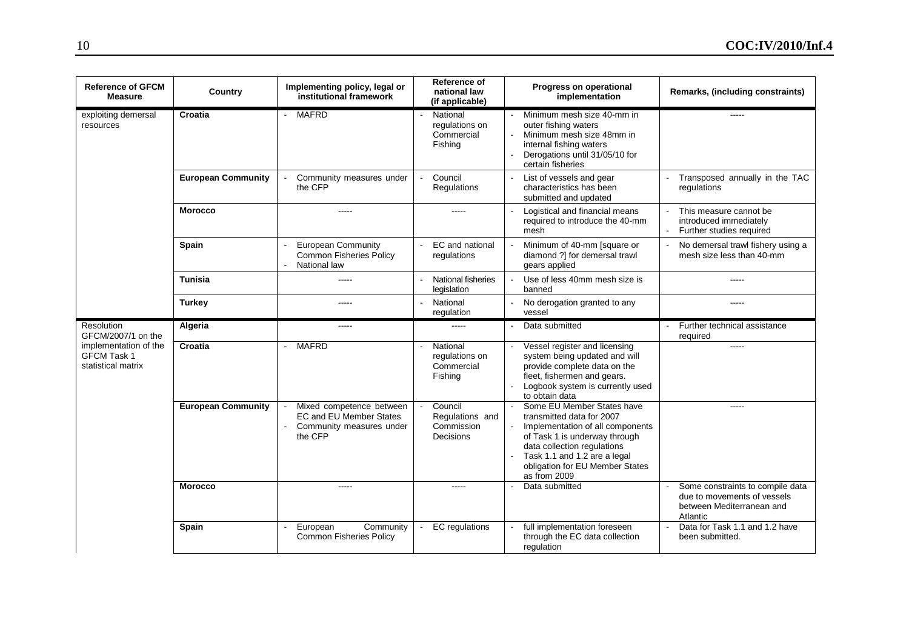| Reference of GFCM Measure | Country | Implementing policy, legal or institutional framework | Reference of national law (if applicable) | Progress on operational implementation | Remarks, (including constraints) |
|---|---|---|---|---|---|
| exploiting demersal resources | **Croatia** | - MAFRD | - National regulations on Commercial Fishing | - Minimum mesh size 40-mm in outer fishing waters<br>- Minimum mesh size 48mm in internal fishing waters<br>- Derogations until 31/05/10 for certain fisheries | ----- |
| | **European Community** | - Community measures under the CFP | - Council Regulations | - List of vessels and gear characteristics has been submitted and updated | - Transposed annually in the TAC regulations |
| | **Morocco** | ----- | ----- | - Logistical and financial means required to introduce the 40-mm mesh | - This measure cannot be introduced immediately<br>- Further studies required |
| | **Spain** | - European Community Common Fisheries Policy<br>- National law | - EC and national regulations | - Minimum of 40-mm [square or diamond ?] for demersal trawl gears applied | - No demersal trawl fishery using a mesh size less than 40-mm |
| | **Tunisia** | ----- | - National fisheries legislation | - Use of less 40mm mesh size is banned | ----- |
| | **Turkey** | ----- | - National regulation | - No derogation granted to any vessel | ----- |
| Resolution GFCM/2007/1 on the implementation of the GFCM Task 1 statistical matrix | **Algeria** | ----- | ----- | - Data submitted | - Further technical assistance required |
| | **Croatia** | - MAFRD | - National regulations on Commercial Fishing | - Vessel register and licensing system being updated and will provide complete data on the fleet, fishermen and gears.<br>- Logbook system is currently used to obtain data | ----- |
| | **European Community** | - Mixed competence between EC and EU Member States<br>- Community measures under the CFP | - Council Regulations and Commission Decisions | - Some EU Member States have transmitted data for 2007<br>- Implementation of all components of Task 1 is underway through data collection regulations<br>- Task 1.1 and 1.2 are a legal obligation for EU Member States as from 2009 | ----- |
| | **Morocco** | ----- | ----- | - Data submitted | - Some constraints to compile data due to movements of vessels between Mediterranean and Atlantic |
| | **Spain** | - European Community Common Fisheries Policy | - EC regulations | - full implementation foreseen through the EC data collection regulation | - Data for Task 1.1 and 1.2 have been submitted. |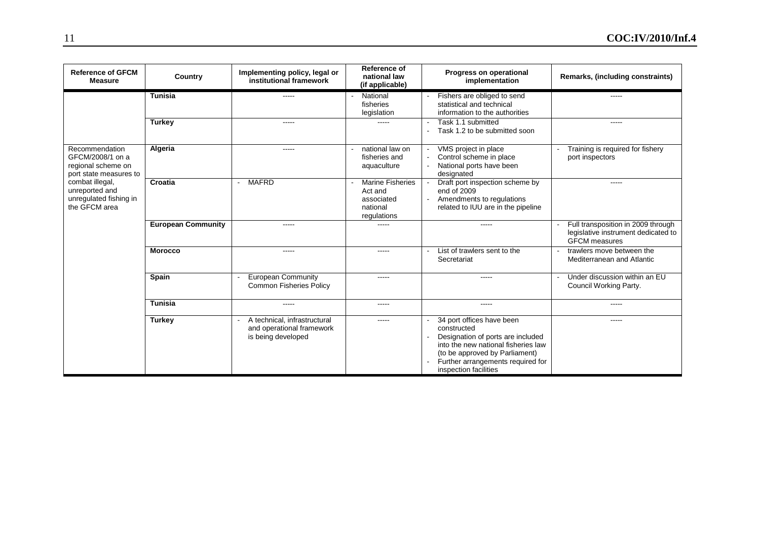| Reference of GFCM Measure | Country | Implementing policy, legal or institutional framework | Reference of national law (if applicable) | Progress on operational implementation | Remarks, (including constraints) |
|---|---|---|---|---|---|
| | **Tunisia** | ----- | - National fisheries legislation | - Fishers are obliged to send statistical and technical information to the authorities | ----- |
| | **Turkey** | ----- | ----- | - Task 1.1 submitted<br>- Task 1.2 to be submitted soon | ----- |
| Recommendation GFCM/2008/1 on a regional scheme on port state measures to combat illegal, unreported and unregulated fishing in the GFCM area | **Algeria** | ----- | - national law on fisheries and aquaculture | - VMS project in place<br>- Control scheme in place<br>- National ports have been designated | - Training is required for fishery port inspectors |
| | **Croatia** | - MAFRD | - Marine Fisheries Act and associated national regulations | - Draft port inspection scheme by end of 2009<br>- Amendments to regulations related to IUU are in the pipeline | ----- |
| | **European Community** | ----- | ----- | ----- | - Full transposition in 2009 through legislative instrument dedicated to GFCM measures |
| | **Morocco** | ----- | ----- | - List of trawlers sent to the Secretariat | - trawlers move between the Mediterranean and Atlantic |
| | **Spain** | - European Community Common Fisheries Policy | ----- | ----- | - Under discussion within an EU Council Working Party. |
| | **Tunisia** | ----- | ----- | ----- | ----- |
| | **Turkey** | - A technical, infrastructural and operational framework is being developed | ----- | - 34 port offices have been constructed<br>- Designation of ports are included into the new national fisheries law (to be approved by Parliament)<br>- Further arrangements required for inspection facilities | ----- |